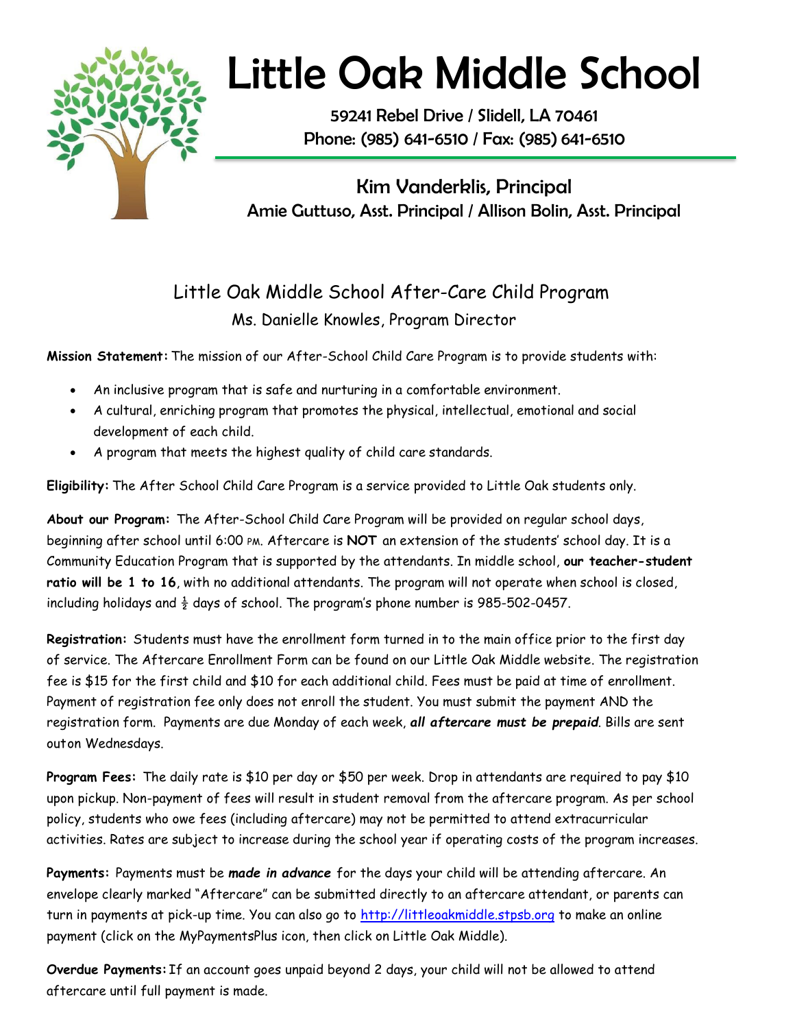# Little Oak Middle School

59241 Rebel Drive / Slidell, LA 70461
Phone: (985) 641-6510 / Fax: (985) 641-6510

Kim Vanderklis, Principal
Amie Guttuso, Asst. Principal / Allison Bolin, Asst. Principal

## Little Oak Middle School After-Care Child Program

Ms. Danielle Knowles, Program Director

**Mission Statement:** The mission of our After-School Child Care Program is to provide students with:

- An inclusive program that is safe and nurturing in a comfortable environment.
- A cultural, enriching program that promotes the physical, intellectual, emotional and social development of each child.
- A program that meets the highest quality of child care standards.

**Eligibility:** The After School Child Care Program is a service provided to Little Oak students only.

**About our Program:** The After-School Child Care Program will be provided on regular school days, beginning after school until 6:00 PM. Aftercare is **NOT** an extension of the students' school day. It is a Community Education Program that is supported by the attendants. In middle school, **our teacher-student ratio will be 1 to 16**, with no additional attendants. The program will not operate when school is closed, including holidays and ½ days of school. The program's phone number is 985-502-0457.

**Registration:** Students must have the enrollment form turned in to the main office prior to the first day of service. The Aftercare Enrollment Form can be found on our Little Oak Middle website. The registration fee is $15 for the first child and $10 for each additional child. Fees must be paid at time of enrollment. Payment of registration fee only does not enroll the student. You must submit the payment AND the registration form. Payments are due Monday of each week, ***all aftercare must be prepaid***. Bills are sent outon Wednesdays.

**Program Fees:** The daily rate is $10 per day or $50 per week. Drop in attendants are required to pay $10 upon pickup. Non-payment of fees will result in student removal from the aftercare program. As per school policy, students who owe fees (including aftercare) may not be permitted to attend extracurricular activities. Rates are subject to increase during the school year if operating costs of the program increases.

**Payments:** Payments must be ***made in advance*** for the days your child will be attending aftercare. An envelope clearly marked "Aftercare" can be submitted directly to an aftercare attendant, or parents can turn in payments at pick-up time. You can also go to http://littleoakmiddle.stpsb.org to make an online payment (click on the MyPaymentsPlus icon, then click on Little Oak Middle).

**Overdue Payments:** If an account goes unpaid beyond 2 days, your child will not be allowed to attend aftercare until full payment is made.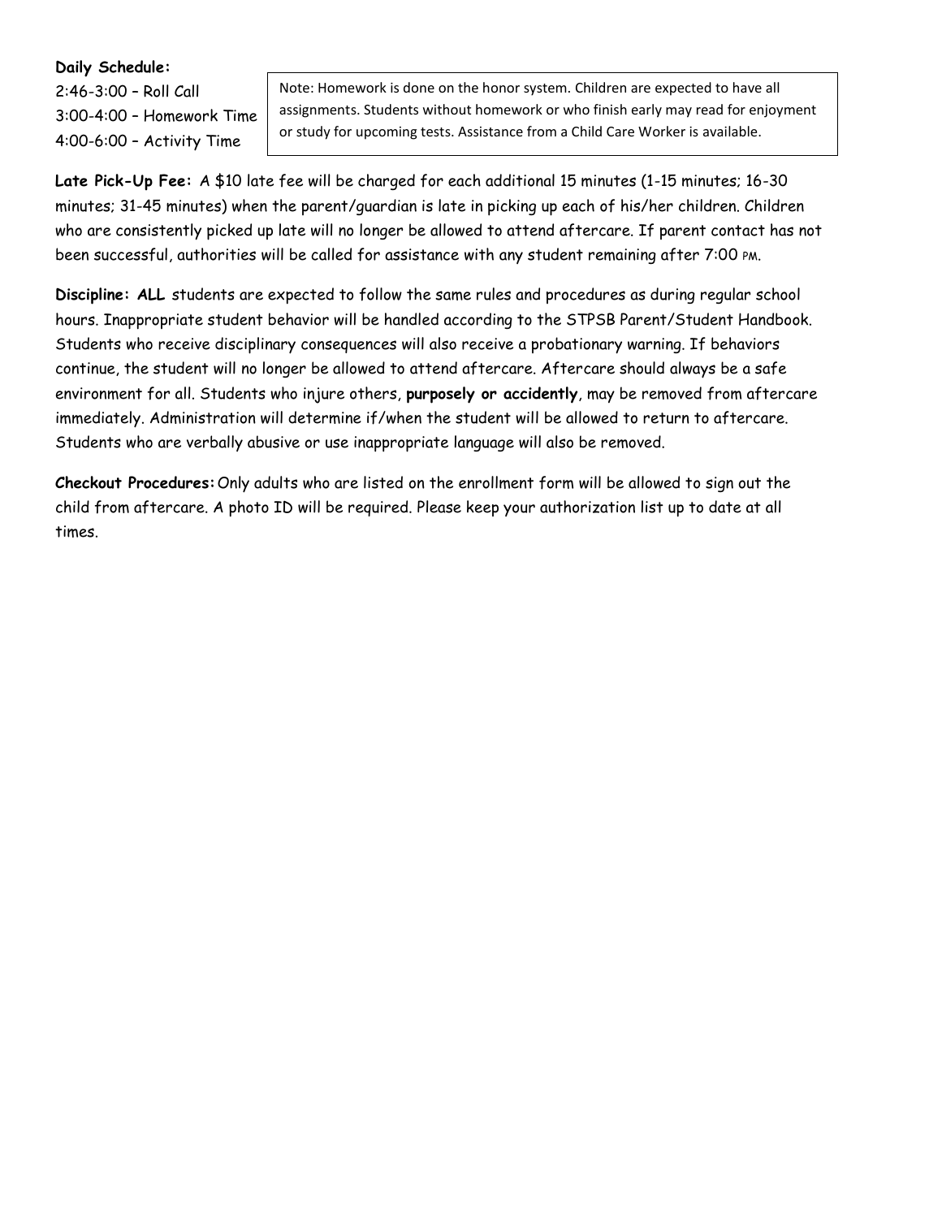**Daily Schedule:**

2:46-3:00 – Roll Call
3:00-4:00 – Homework Time
4:00-6:00 – Activity Time

Note: Homework is done on the honor system. Children are expected to have all assignments. Students without homework or who finish early may read for enjoyment or study for upcoming tests. Assistance from a Child Care Worker is available.

**Late Pick-Up Fee:** A $10 late fee will be charged for each additional 15 minutes (1-15 minutes; 16-30 minutes; 31-45 minutes) when the parent/guardian is late in picking up each of his/her children. Children who are consistently picked up late will no longer be allowed to attend aftercare. If parent contact has not been successful, authorities will be called for assistance with any student remaining after 7:00 PM.

**Discipline: ALL** students are expected to follow the same rules and procedures as during regular school hours. Inappropriate student behavior will be handled according to the STPSB Parent/Student Handbook. Students who receive disciplinary consequences will also receive a probationary warning. If behaviors continue, the student will no longer be allowed to attend aftercare. Aftercare should always be a safe environment for all. Students who injure others, **purposely or accidently**, may be removed from aftercare immediately. Administration will determine if/when the student will be allowed to return to aftercare. Students who are verbally abusive or use inappropriate language will also be removed.

**Checkout Procedures:** Only adults who are listed on the enrollment form will be allowed to sign out the child from aftercare. A photo ID will be required. Please keep your authorization list up to date at all times.